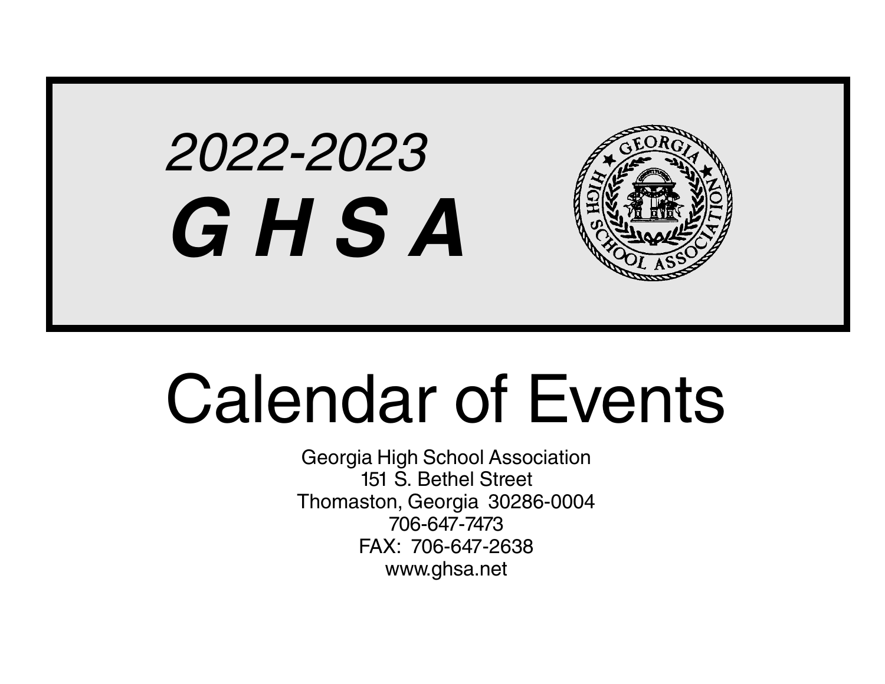*2022-2023*

# ***G H S A***

# Calendar of Events

Georgia High School Association
151 S. Bethel Street
Thomaston, Georgia 30286-0004
706-647-7473
FAX: 706-647-2638
www.ghsa.net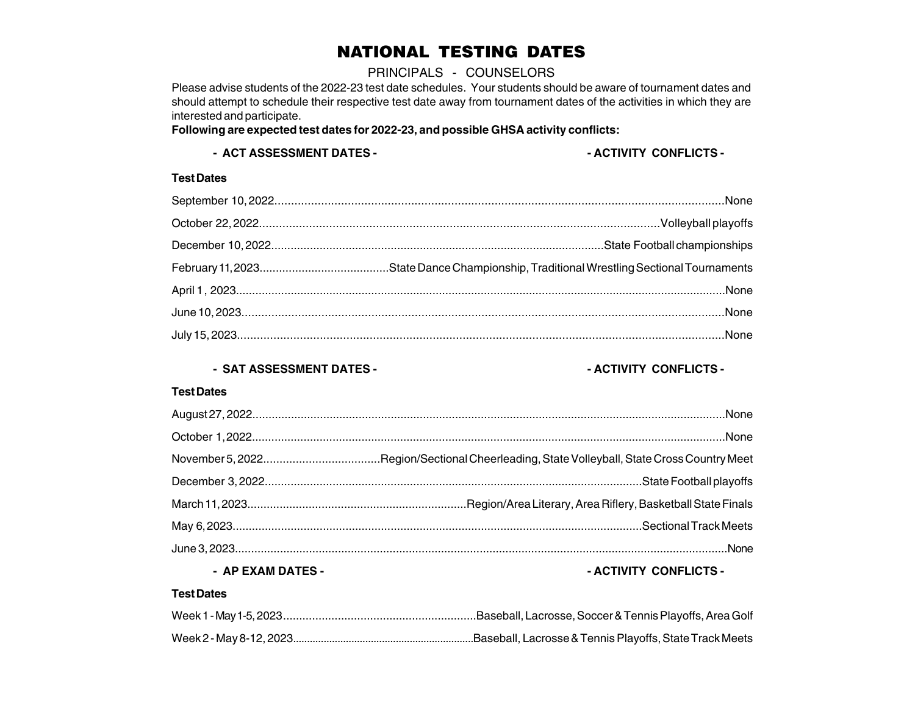# NATIONAL TESTING DATES

PRINCIPALS - COUNSELORS

Please advise students of the 2022-23 test date schedules. Your students should be aware of tournament dates and should attempt to schedule their respective test date away from tournament dates of the activities in which they are interested and participate.

**Following are expected test dates for 2022-23, and possible GHSA activity conflicts:**

| **- ACT ASSESSMENT DATES -** | **- ACTIVITY CONFLICTS -** |
| --- | --- |
| **Test Dates** | |
| September 10, 2022 | None |
| October 22, 2022 | Volleyball playoffs |
| December 10, 2022 | State Football championships |
| February 11, 2023 | State Dance Championship, Traditional Wrestling Sectional Tournaments |
| April 1, 2023 | None |
| June 10, 2023 | None |
| July 15, 2023 | None |

| **- SAT ASSESSMENT DATES -** | **- ACTIVITY CONFLICTS -** |
| --- | --- |
| **Test Dates** | |
| August 27, 2022 | None |
| October 1, 2022 | None |
| November 5, 2022 | Region/Sectional Cheerleading, State Volleyball, State Cross Country Meet |
| December 3, 2022 | State Football playoffs |
| March 11, 2023 | Region/Area Literary, Area Riflery, Basketball State Finals |
| May 6, 2023 | Sectional Track Meets |
| June 3, 2023 | None |

| **- AP EXAM DATES -** | **- ACTIVITY CONFLICTS -** |
| --- | --- |
| **Test Dates** | |
| Week 1 - May 1-5, 2023 | Baseball, Lacrosse, Soccer & Tennis Playoffs, Area Golf |
| Week 2 - May 8-12, 2023 | Baseball, Lacrosse & Tennis Playoffs, State Track Meets |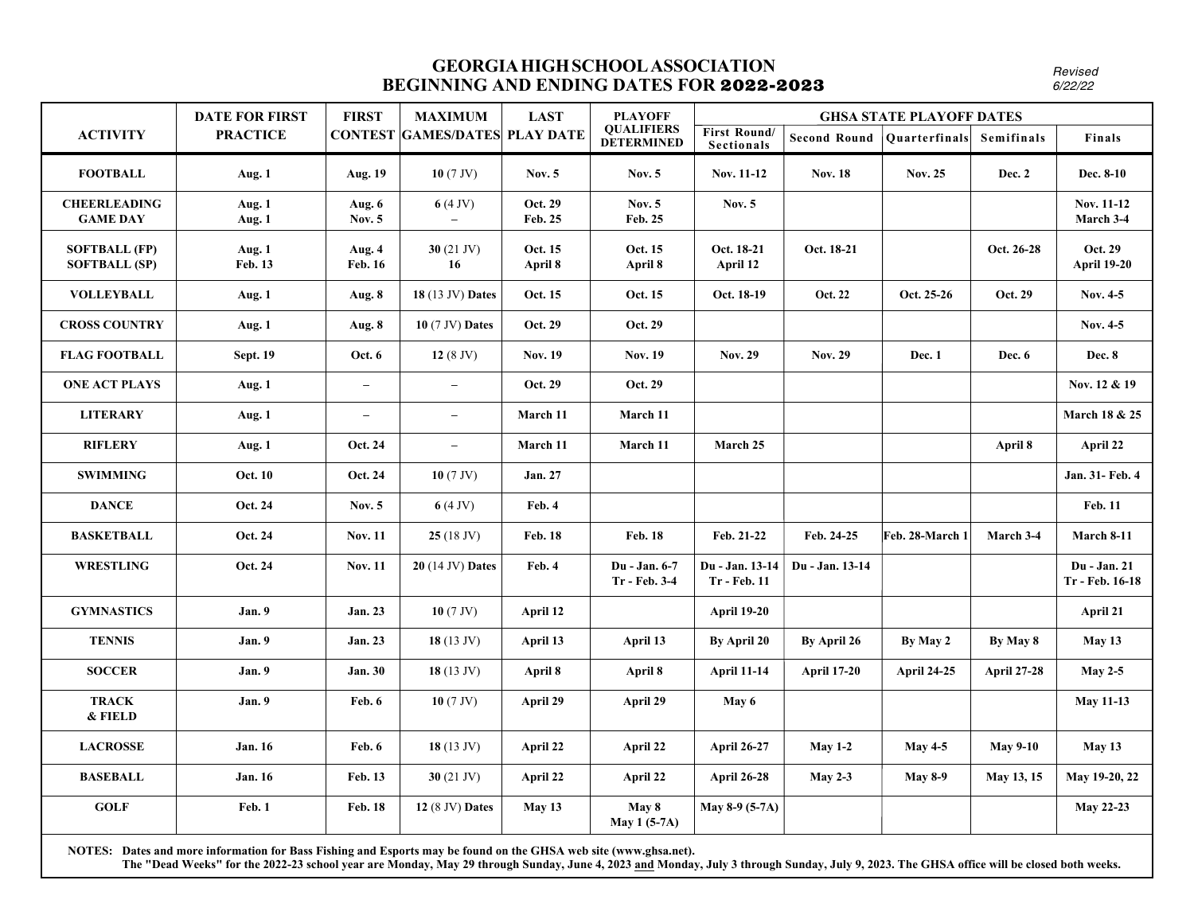# GEORGIA HIGH SCHOOL ASSOCIATION
# BEGINNING AND ENDING DATES FOR 2022-2023

*Revised 6/22/22*

| ACTIVITY | DATE FOR FIRST PRACTICE | FIRST CONTEST | MAXIMUM GAMES/DATES | LAST PLAY DATE | PLAYOFF QUALIFIERS DETERMINED | GHSA STATE PLAYOFF DATES | | | | |
|---|---|---|---|---|---|---|---|---|---|---|
| | | | | | | First Round/ Sectionals | Second Round | Quarterfinals | Semifinals | Finals |
| **FOOTBALL** | **Aug. 1** | **Aug. 19** | **10** (7 JV) | **Nov. 5** | **Nov. 5** | **Nov. 11-12** | **Nov. 18** | **Nov. 25** | **Dec. 2** | **Dec. 8-10** |
| **CHEERLEADING** **GAME DAY** | **Aug. 1** **Aug. 1** | **Aug. 6** **Nov. 5** | **6** (4 JV) – | **Oct. 29** **Feb. 25** | **Nov. 5** **Feb. 25** | **Nov. 5** | | | | **Nov. 11-12** **March 3-4** |
| **SOFTBALL (FP)** **SOFTBALL (SP)** | **Aug. 1** **Feb. 13** | **Aug. 4** **Feb. 16** | **30** (21 JV) **16** | **Oct. 15** **April 8** | **Oct. 15** **April 8** | **Oct. 18-21** **April 12** | **Oct. 18-21** | | **Oct. 26-28** | **Oct. 29** **April 19-20** |
| **VOLLEYBALL** | **Aug. 1** | **Aug. 8** | **18** (13 JV) **Dates** | **Oct. 15** | **Oct. 15** | **Oct. 18-19** | **Oct. 22** | **Oct. 25-26** | **Oct. 29** | **Nov. 4-5** |
| **CROSS COUNTRY** | **Aug. 1** | **Aug. 8** | **10** (7 JV) **Dates** | **Oct. 29** | **Oct. 29** | | | | | **Nov. 4-5** |
| **FLAG FOOTBALL** | **Sept. 19** | **Oct. 6** | **12** (8 JV) | **Nov. 19** | **Nov. 19** | **Nov. 29** | **Nov. 29** | **Dec. 1** | **Dec. 6** | **Dec. 8** |
| **ONE ACT PLAYS** | **Aug. 1** | – | – | **Oct. 29** | **Oct. 29** | | | | | **Nov. 12 & 19** |
| **LITERARY** | **Aug. 1** | – | – | **March 11** | **March 11** | | | | | **March 18 & 25** |
| **RIFLERY** | **Aug. 1** | **Oct. 24** | – | **March 11** | **March 11** | **March 25** | | | **April 8** | **April 22** |
| **SWIMMING** | **Oct. 10** | **Oct. 24** | **10** (7 JV) | **Jan. 27** | | | | | | **Jan. 31- Feb. 4** |
| **DANCE** | **Oct. 24** | **Nov. 5** | **6** (4 JV) | **Feb. 4** | | | | | | **Feb. 11** |
| **BASKETBALL** | **Oct. 24** | **Nov. 11** | **25** (18 JV) | **Feb. 18** | **Feb. 18** | **Feb. 21-22** | **Feb. 24-25** | **Feb. 28-March 1** | **March 3-4** | **March 8-11** |
| **WRESTLING** | **Oct. 24** | **Nov. 11** | **20** (14 JV) **Dates** | **Feb. 4** | **Du - Jan. 6-7** **Tr - Feb. 3-4** | **Du - Jan. 13-14** **Tr - Feb. 11** | **Du - Jan. 13-14** | | | **Du - Jan. 21** **Tr - Feb. 16-18** |
| **GYMNASTICS** | **Jan. 9** | **Jan. 23** | **10** (7 JV) | **April 12** | | **April 19-20** | | | | **April 21** |
| **TENNIS** | **Jan. 9** | **Jan. 23** | **18** (13 JV) | **April 13** | **April 13** | **By April 20** | **By April 26** | **By May 2** | **By May 8** | **May 13** |
| **SOCCER** | **Jan. 9** | **Jan. 30** | **18** (13 JV) | **April 8** | **April 8** | **April 11-14** | **April 17-20** | **April 24-25** | **April 27-28** | **May 2-5** |
| **TRACK & FIELD** | **Jan. 9** | **Feb. 6** | **10** (7 JV) | **April 29** | **April 29** | **May 6** | | | | **May 11-13** |
| **LACROSSE** | **Jan. 16** | **Feb. 6** | **18** (13 JV) | **April 22** | **April 22** | **April 26-27** | **May 1-2** | **May 4-5** | **May 9-10** | **May 13** |
| **BASEBALL** | **Jan. 16** | **Feb. 13** | **30** (21 JV) | **April 22** | **April 22** | **April 26-28** | **May 2-3** | **May 8-9** | **May 13, 15** | **May 19-20, 22** |
| **GOLF** | **Feb. 1** | **Feb. 18** | **12** (8 JV) **Dates** | **May 13** | **May 8** **May 1 (5-7A)** | **May 8-9 (5-7A)** | | | | **May 22-23** |

**NOTES: Dates and more information for Bass Fishing and Esports may be found on the GHSA web site (www.ghsa.net).**
**The "Dead Weeks" for the 2022-23 school year are Monday, May 29 through Sunday, June 4, 2023 and Monday, July 3 through Sunday, July 9, 2023. The GHSA office will be closed both weeks.**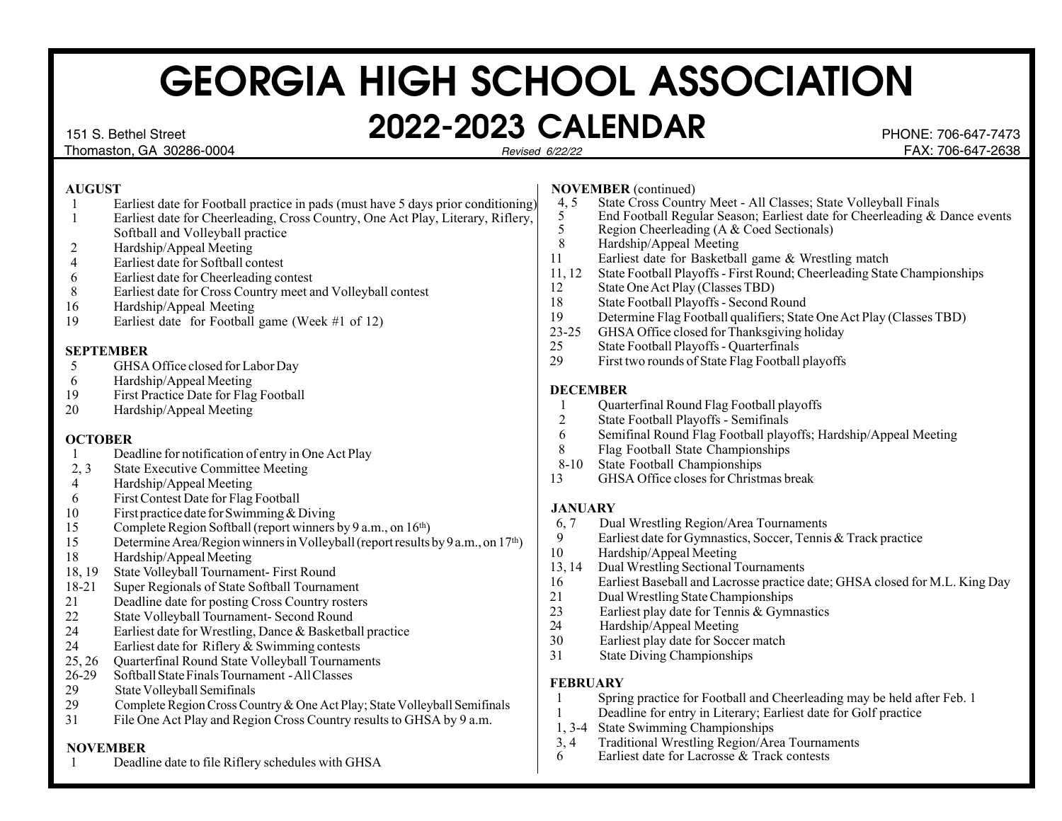# GEORGIA HIGH SCHOOL ASSOCIATION

## 2022-2023 CALENDAR

151 S. Bethel Street
Thomaston, GA 30286-0004

*Revised 6/22/22*

PHONE: 706-647-7473
FAX: 706-647-2638

**AUGUST**

| | |
|---|---|
| 1 | Earliest date for Football practice in pads (must have 5 days prior conditioning) |
| 1 | Earliest date for Cheerleading, Cross Country, One Act Play, Literary, Riflery, Softball and Volleyball practice |
| 2 | Hardship/Appeal Meeting |
| 4 | Earliest date for Softball contest |
| 6 | Earliest date for Cheerleading contest |
| 8 | Earliest date for Cross Country meet and Volleyball contest |
| 16 | Hardship/Appeal Meeting |
| 19 | Earliest date for Football game (Week #1 of 12) |

**SEPTEMBER**

| | |
|---|---|
| 5 | GHSA Office closed for Labor Day |
| 6 | Hardship/Appeal Meeting |
| 19 | First Practice Date for Flag Football |
| 20 | Hardship/Appeal Meeting |

**OCTOBER**

| | |
|---|---|
| 1 | Deadline for notification of entry in One Act Play |
| 2, 3 | State Executive Committee Meeting |
| 4 | Hardship/Appeal Meeting |
| 6 | First Contest Date for Flag Football |
| 10 | First practice date for Swimming & Diving |
| 15 | Complete Region Softball (report winners by 9 a.m., on 16th) |
| 15 | Determine Area/Region winners in Volleyball (report results by 9 a.m., on 17th) |
| 18 | Hardship/Appeal Meeting |
| 18, 19 | State Volleyball Tournament- First Round |
| 18-21 | Super Regionals of State Softball Tournament |
| 21 | Deadline date for posting Cross Country rosters |
| 22 | State Volleyball Tournament- Second Round |
| 24 | Earliest date for Wrestling, Dance & Basketball practice |
| 24 | Earliest date for Riflery & Swimming contests |
| 25, 26 | Quarterfinal Round State Volleyball Tournaments |
| 26-29 | Softball State Finals Tournament - All Classes |
| 29 | State Volleyball Semifinals |
| 29 | Complete Region Cross Country & One Act Play; State Volleyball Semifinals |
| 31 | File One Act Play and Region Cross Country results to GHSA by 9 a.m. |

**NOVEMBER**

| | |
|---|---|
| 1 | Deadline date to file Riflery schedules with GHSA |

**NOVEMBER** (continued)

| | |
|---|---|
| 4, 5 | State Cross Country Meet - All Classes; State Volleyball Finals |
| 5 | End Football Regular Season; Earliest date for Cheerleading & Dance events |
| 5 | Region Cheerleading (A & Coed Sectionals) |
| 8 | Hardship/Appeal Meeting |
| 11 | Earliest date for Basketball game & Wrestling match |
| 11, 12 | State Football Playoffs - First Round; Cheerleading State Championships |
| 12 | State One Act Play (Classes TBD) |
| 18 | State Football Playoffs - Second Round |
| 19 | Determine Flag Football qualifiers; State One Act Play (Classes TBD) |
| 23-25 | GHSA Office closed for Thanksgiving holiday |
| 25 | State Football Playoffs - Quarterfinals |
| 29 | First two rounds of State Flag Football playoffs |

**DECEMBER**

| | |
|---|---|
| 1 | Quarterfinal Round Flag Football playoffs |
| 2 | State Football Playoffs - Semifinals |
| 6 | Semifinal Round Flag Football playoffs; Hardship/Appeal Meeting |
| 8 | Flag Football State Championships |
| 8-10 | State Football Championships |
| 13 | GHSA Office closes for Christmas break |

**JANUARY**

| | |
|---|---|
| 6, 7 | Dual Wrestling Region/Area Tournaments |
| 9 | Earliest date for Gymnastics, Soccer, Tennis & Track practice |
| 10 | Hardship/Appeal Meeting |
| 13, 14 | Dual Wrestling Sectional Tournaments |
| 16 | Earliest Baseball and Lacrosse practice date; GHSA closed for M.L. King Day |
| 21 | Dual Wrestling State Championships |
| 23 | Earliest play date for Tennis & Gymnastics |
| 24 | Hardship/Appeal Meeting |
| 30 | Earliest play date for Soccer match |
| 31 | State Diving Championships |

**FEBRUARY**

| | |
|---|---|
| 1 | Spring practice for Football and Cheerleading may be held after Feb. 1 |
| 1 | Deadline for entry in Literary; Earliest date for Golf practice |
| 1, 3-4 | State Swimming Championships |
| 3, 4 | Traditional Wrestling Region/Area Tournaments |
| 6 | Earliest date for Lacrosse & Track contests |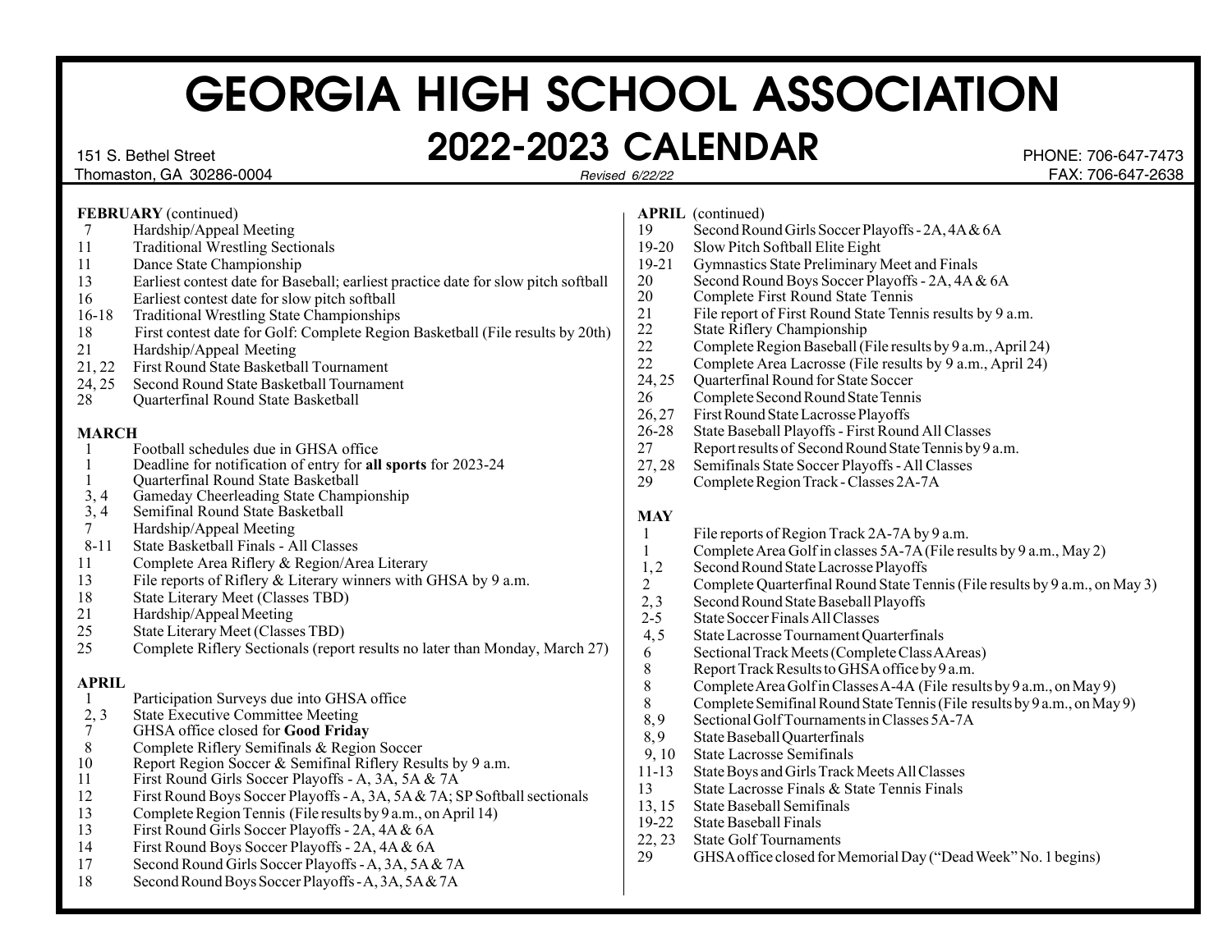# GEORGIA HIGH SCHOOL ASSOCIATION

## 2022-2023 CALENDAR

151 S. Bethel Street
Thomaston, GA 30286-0004

*Revised 6/22/22*

PHONE: 706-647-7473
FAX: 706-647-2638

**FEBRUARY** (continued)

| | |
|---|---|
| 7 | Hardship/Appeal Meeting |
| 11 | Traditional Wrestling Sectionals |
| 11 | Dance State Championship |
| 13 | Earliest contest date for Baseball; earliest practice date for slow pitch softball |
| 16 | Earliest contest date for slow pitch softball |
| 16-18 | Traditional Wrestling State Championships |
| 18 | First contest date for Golf: Complete Region Basketball (File results by 20th) |
| 21 | Hardship/Appeal Meeting |
| 21, 22 | First Round State Basketball Tournament |
| 24, 25 | Second Round State Basketball Tournament |
| 28 | Quarterfinal Round State Basketball |

**MARCH**

| | |
|---|---|
| 1 | Football schedules due in GHSA office |
| 1 | Deadline for notification of entry for **all sports** for 2023-24 |
| 1 | Quarterfinal Round State Basketball |
| 3, 4 | Gameday Cheerleading State Championship |
| 3, 4 | Semifinal Round State Basketball |
| 7 | Hardship/Appeal Meeting |
| 8-11 | State Basketball Finals - All Classes |
| 11 | Complete Area Riflery & Region/Area Literary |
| 13 | File reports of Riflery & Literary winners with GHSA by 9 a.m. |
| 18 | State Literary Meet (Classes TBD) |
| 21 | Hardship/Appeal Meeting |
| 25 | State Literary Meet (Classes TBD) |
| 25 | Complete Riflery Sectionals (report results no later than Monday, March 27) |

**APRIL**

| | |
|---|---|
| 1 | Participation Surveys due into GHSA office |
| 2, 3 | State Executive Committee Meeting |
| 7 | GHSA office closed for **Good Friday** |
| 8 | Complete Riflery Semifinals & Region Soccer |
| 10 | Report Region Soccer & Semifinal Riflery Results by 9 a.m. |
| 11 | First Round Girls Soccer Playoffs - A, 3A, 5A & 7A |
| 12 | First Round Boys Soccer Playoffs - A, 3A, 5A & 7A; SP Softball sectionals |
| 13 | Complete Region Tennis (File results by 9 a.m., on April 14) |
| 13 | First Round Girls Soccer Playoffs - 2A, 4A & 6A |
| 14 | First Round Boys Soccer Playoffs - 2A, 4A & 6A |
| 17 | Second Round Girls Soccer Playoffs - A, 3A, 5A & 7A |
| 18 | Second Round Boys Soccer Playoffs - A, 3A, 5A & 7A |

**APRIL** (continued)

| | |
|---|---|
| 19 | Second Round Girls Soccer Playoffs - 2A, 4A & 6A |
| 19-20 | Slow Pitch Softball Elite Eight |
| 19-21 | Gymnastics State Preliminary Meet and Finals |
| 20 | Second Round Boys Soccer Playoffs - 2A, 4A & 6A |
| 20 | Complete First Round State Tennis |
| 21 | File report of First Round State Tennis results by 9 a.m. |
| 22 | State Riflery Championship |
| 22 | Complete Region Baseball (File results by 9 a.m., April 24) |
| 22 | Complete Area Lacrosse (File results by 9 a.m., April 24) |
| 24, 25 | Quarterfinal Round for State Soccer |
| 26 | Complete Second Round State Tennis |
| 26, 27 | First Round State Lacrosse Playoffs |
| 26-28 | State Baseball Playoffs - First Round All Classes |
| 27 | Report results of Second Round State Tennis by 9 a.m. |
| 27, 28 | Semifinals State Soccer Playoffs - All Classes |
| 29 | Complete Region Track - Classes 2A-7A |

**MAY**

| | |
|---|---|
| 1 | File reports of Region Track 2A-7A by 9 a.m. |
| 1 | Complete Area Golf in classes 5A-7A (File results by 9 a.m., May 2) |
| 1, 2 | Second Round State Lacrosse Playoffs |
| 2 | Complete Quarterfinal Round State Tennis (File results by 9 a.m., on May 3) |
| 2, 3 | Second Round State Baseball Playoffs |
| 2-5 | State Soccer Finals All Classes |
| 4, 5 | State Lacrosse Tournament Quarterfinals |
| 6 | Sectional Track Meets (Complete Class A Areas) |
| 8 | Report Track Results to GHSA office by 9 a.m. |
| 8 | Complete Area Golf in Classes A-4A (File results by 9 a.m., on May 9) |
| 8 | Complete Semifinal Round State Tennis (File results by 9 a.m., on May 9) |
| 8, 9 | Sectional Golf Tournaments in Classes 5A-7A |
| 8, 9 | State Baseball Quarterfinals |
| 9, 10 | State Lacrosse Semifinals |
| 11-13 | State Boys and Girls Track Meets All Classes |
| 13 | State Lacrosse Finals & State Tennis Finals |
| 13, 15 | State Baseball Semifinals |
| 19-22 | State Baseball Finals |
| 22, 23 | State Golf Tournaments |
| 29 | GHSA office closed for Memorial Day ("Dead Week" No. 1 begins) |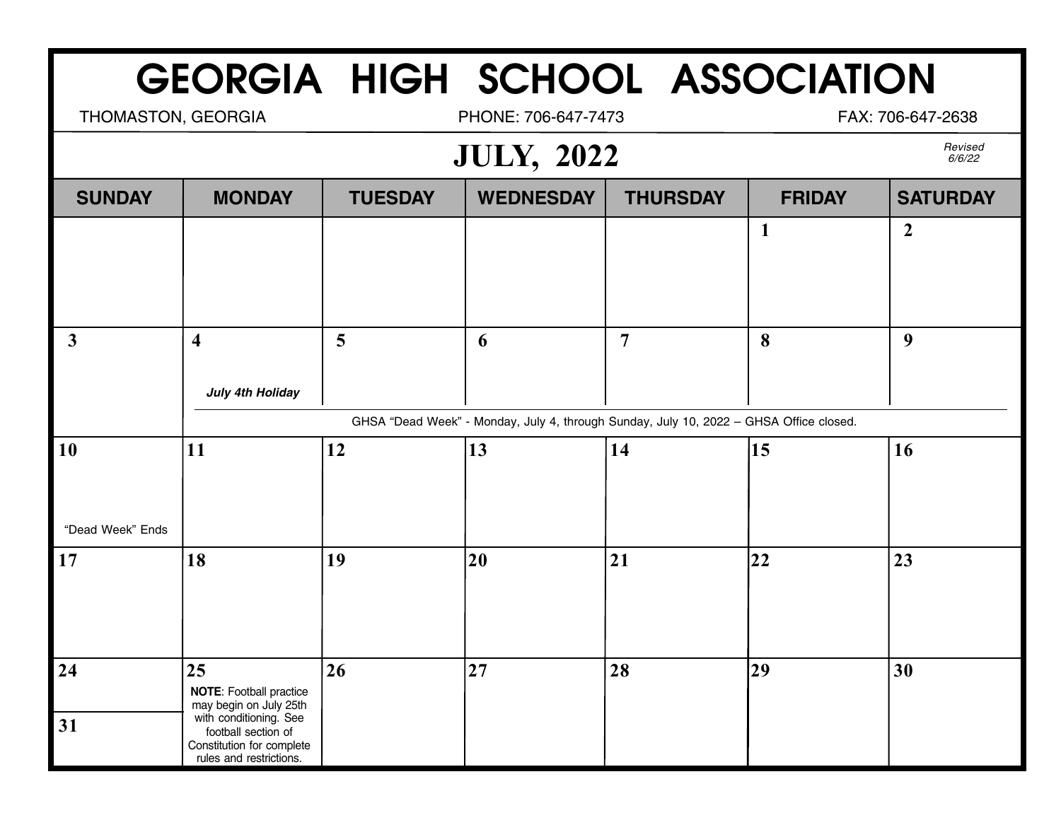# GEORGIA HIGH SCHOOL ASSOCIATION

THOMASTON, GEORGIA | PHONE: 706-647-7473 | FAX: 706-647-2638

## JULY, 2022

*Revised 6/6/22*

| SUNDAY | MONDAY | TUESDAY | WEDNESDAY | THURSDAY | FRIDAY | SATURDAY |
|---|---|---|---|---|---|---|
| | | | | | 1 | 2 |
| 3 | 4 ***July 4th Holiday*** | 5 | 6 | 7 | 8 | 9 |
| | GHSA "Dead Week" - Monday, July 4, through Sunday, July 10, 2022 – GHSA Office closed. | | | | | |
| 10 "Dead Week" Ends | 11 | 12 | 13 | 14 | 15 | 16 |
| 17 | 18 | 19 | 20 | 21 | 22 | 23 |
| 24 / 31 | 25 **NOTE**: Football practice may begin on July 25th with conditioning. See football section of Constitution for complete rules and restrictions. | 26 | 27 | 28 | 29 | 30 |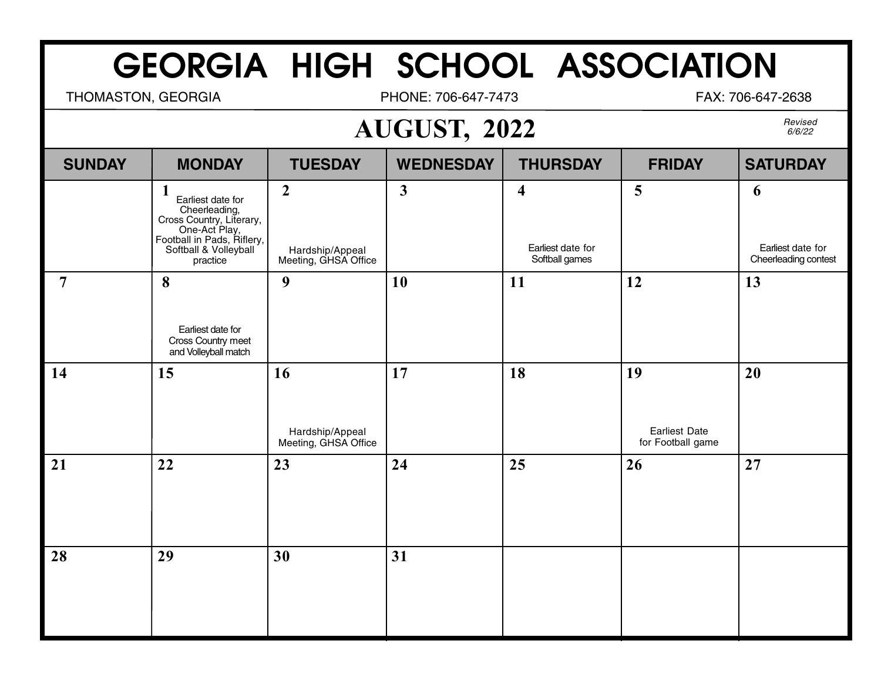# GEORGIA HIGH SCHOOL ASSOCIATION

THOMASTON, GEORGIA PHONE: 706-647-7473 FAX: 706-647-2638

## AUGUST, 2022

*Revised 6/6/22*

| SUNDAY | MONDAY | TUESDAY | WEDNESDAY | THURSDAY | FRIDAY | SATURDAY |
|---|---|---|---|---|---|---|
| | **1** Earliest date for Cheerleading, Cross Country, Literary, One-Act Play, Football in Pads, Riflery, Softball & Volleyball practice | **2** Hardship/Appeal Meeting, GHSA Office | **3** | **4** Earliest date for Softball games | **5** | **6** Earliest date for Cheerleading contest |
| **7** | **8** Earliest date for Cross Country meet and Volleyball match | **9** | **10** | **11** | **12** | **13** |
| **14** | **15** | **16** Hardship/Appeal Meeting, GHSA Office | **17** | **18** | **19** Earliest Date for Football game | **20** |
| **21** | **22** | **23** | **24** | **25** | **26** | **27** |
| **28** | **29** | **30** | **31** | | | |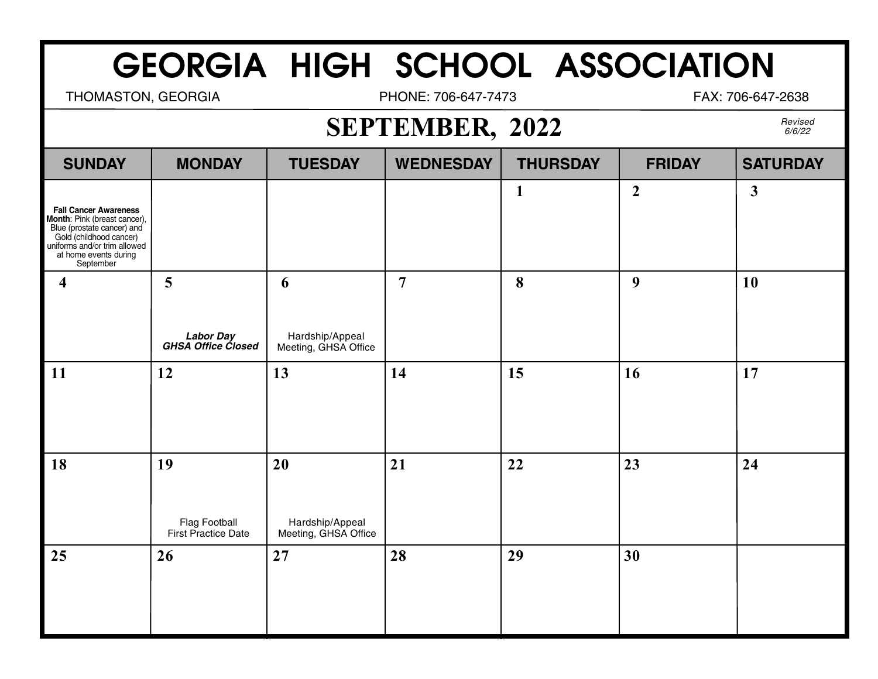# GEORGIA HIGH SCHOOL ASSOCIATION

THOMASTON, GEORGIA | PHONE: 706-647-7473 | FAX: 706-647-2638

## SEPTEMBER, 2022

*Revised 6/6/22*

| SUNDAY | MONDAY | TUESDAY | WEDNESDAY | THURSDAY | FRIDAY | SATURDAY |
|---|---|---|---|---|---|---|
| **Fall Cancer Awareness Month**: Pink (breast cancer), Blue (prostate cancer) and Gold (childhood cancer) uniforms and/or trim allowed at home events during September | | | | **1** | **2** | **3** |
| **4** | **5** ***Labor Day GHSA Office Closed*** | **6** Hardship/Appeal Meeting, GHSA Office | **7** | **8** | **9** | **10** |
| **11** | **12** | **13** | **14** | **15** | **16** | **17** |
| **18** | **19** Flag Football First Practice Date | **20** Hardship/Appeal Meeting, GHSA Office | **21** | **22** | **23** | **24** |
| **25** | **26** | **27** | **28** | **29** | **30** | |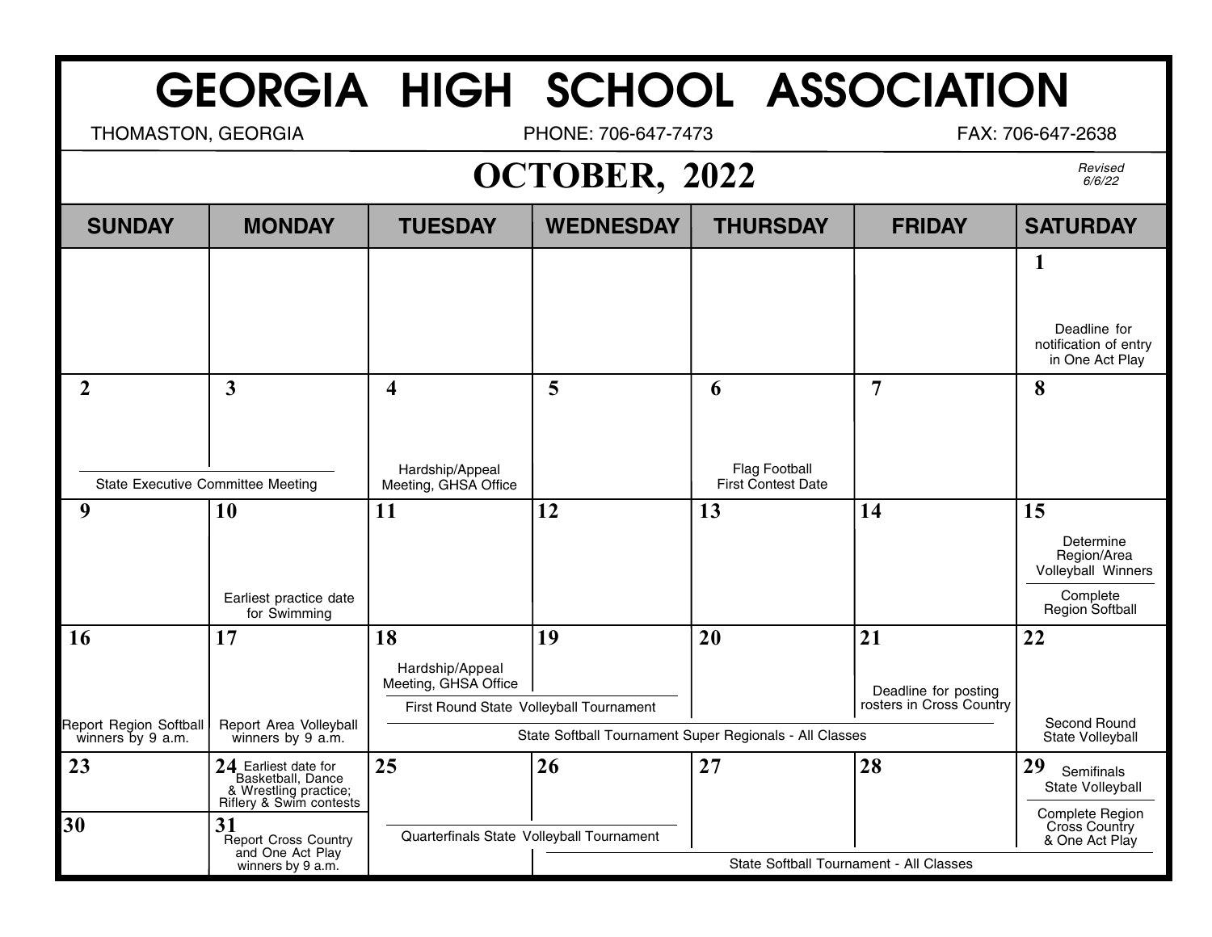# GEORGIA HIGH SCHOOL ASSOCIATION

THOMASTON, GEORGIA — PHONE: 706-647-7473 — FAX: 706-647-2638

## OCTOBER, 2022

*Revised 6/6/22*

| SUNDAY | MONDAY | TUESDAY | WEDNESDAY | THURSDAY | FRIDAY | SATURDAY |
|---|---|---|---|---|---|---|
| | | | | | | **1** Deadline for notification of entry in One Act Play |
| **2** State Executive Committee Meeting | **3** State Executive Committee Meeting | **4** Hardship/Appeal Meeting, GHSA Office | **5** | **6** Flag Football First Contest Date | **7** | **8** |
| **9** | **10** Earliest practice date for Swimming | **11** | **12** | **13** | **14** | **15** Determine Region/Area Volleyball Winners; Complete Region Softball |
| **16** Report Region Softball winners by 9 a.m. | **17** Report Area Volleyball winners by 9 a.m. | **18** Hardship/Appeal Meeting, GHSA Office; First Round State Volleyball Tournament; State Softball Tournament Super Regionals - All Classes | **19** First Round State Volleyball Tournament; State Softball Tournament Super Regionals - All Classes | **20** State Softball Tournament Super Regionals - All Classes | **21** Deadline for posting rosters in Cross Country; State Softball Tournament Super Regionals - All Classes | **22** Second Round State Volleyball |
| **23** | **24** Earliest date for Basketball, Dance & Wrestling practice; Riflery & Swim contests | **25** Quarterfinals State Volleyball Tournament | **26** Quarterfinals State Volleyball Tournament; State Softball Tournament - All Classes | **27** State Softball Tournament - All Classes | **28** State Softball Tournament - All Classes | **29** Semifinals State Volleyball; Complete Region Cross Country & One Act Play; State Softball Tournament - All Classes |
| **30** | **31** Report Cross Country and One Act Play winners by 9 a.m. | | | | | |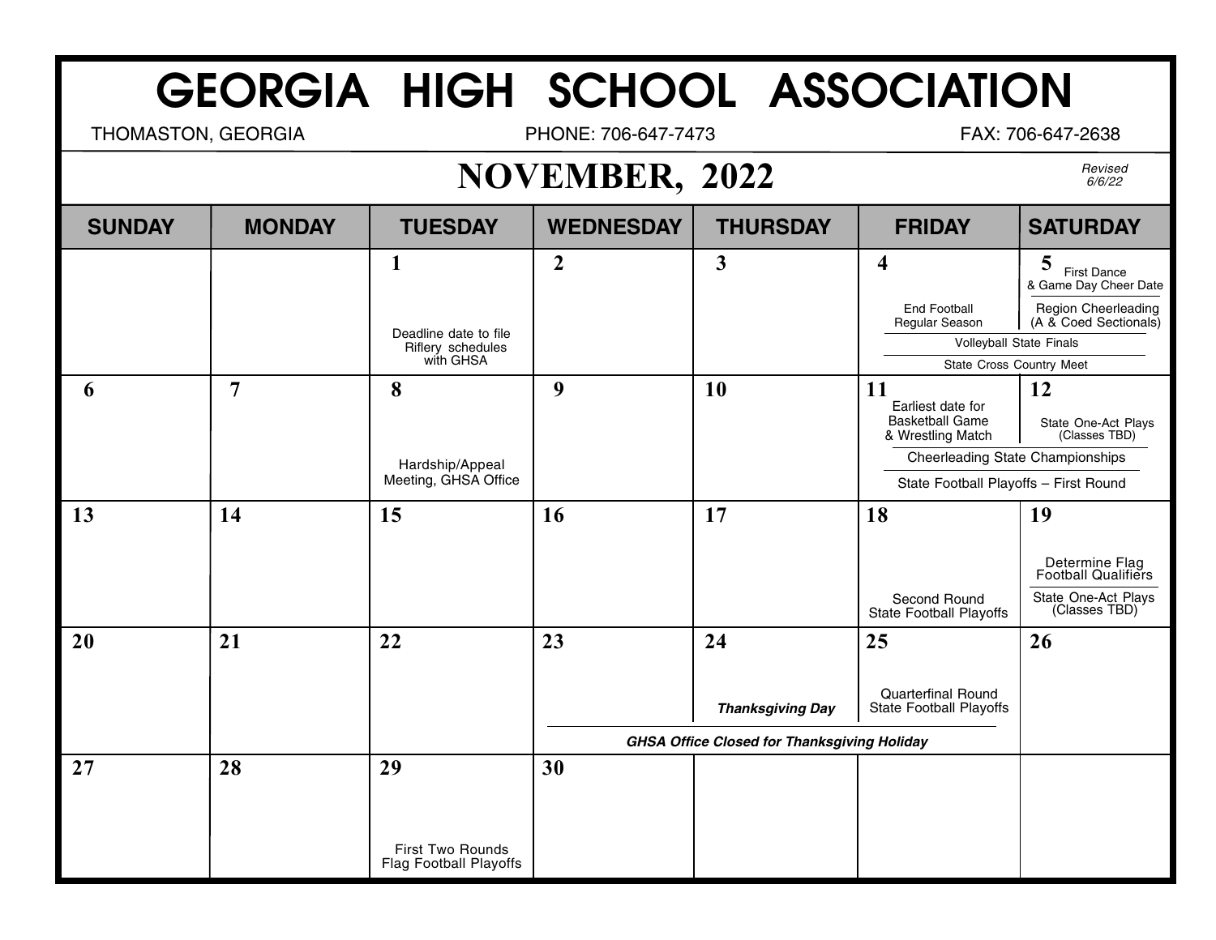# GEORGIA HIGH SCHOOL ASSOCIATION

THOMASTON, GEORGIA | PHONE: 706-647-7473 | FAX: 706-647-2638

## NOVEMBER, 2022

*Revised 6/6/22*

| SUNDAY | MONDAY | TUESDAY | WEDNESDAY | THURSDAY | FRIDAY | SATURDAY |
|---|---|---|---|---|---|---|
| | | **1** Deadline date to file Riflery schedules with GHSA | **2** | **3** | **4** End Football Regular Season; Volleyball State Finals; State Cross Country Meet | **5** First Dance & Game Day Cheer Date; Region Cheerleading (A & Coed Sectionals); Volleyball State Finals; State Cross Country Meet |
| **6** | **7** | **8** Hardship/Appeal Meeting, GHSA Office | **9** | **10** | **11** Earliest date for Basketball Game & Wrestling Match; Cheerleading State Championships; State Football Playoffs – First Round | **12** State One-Act Plays (Classes TBD); Cheerleading State Championships; State Football Playoffs – First Round |
| **13** | **14** | **15** | **16** | **17** | **18** Second Round State Football Playoffs | **19** Determine Flag Football Qualifiers; State One-Act Plays (Classes TBD) |
| **20** | **21** | **22** | **23** *GHSA Office Closed for Thanksgiving Holiday* | **24** ***Thanksgiving Day***; *GHSA Office Closed for Thanksgiving Holiday* | **25** Quarterfinal Round State Football Playoffs; *GHSA Office Closed for Thanksgiving Holiday* | **26** |
| **27** | **28** | **29** First Two Rounds Flag Football Playoffs | **30** | | | |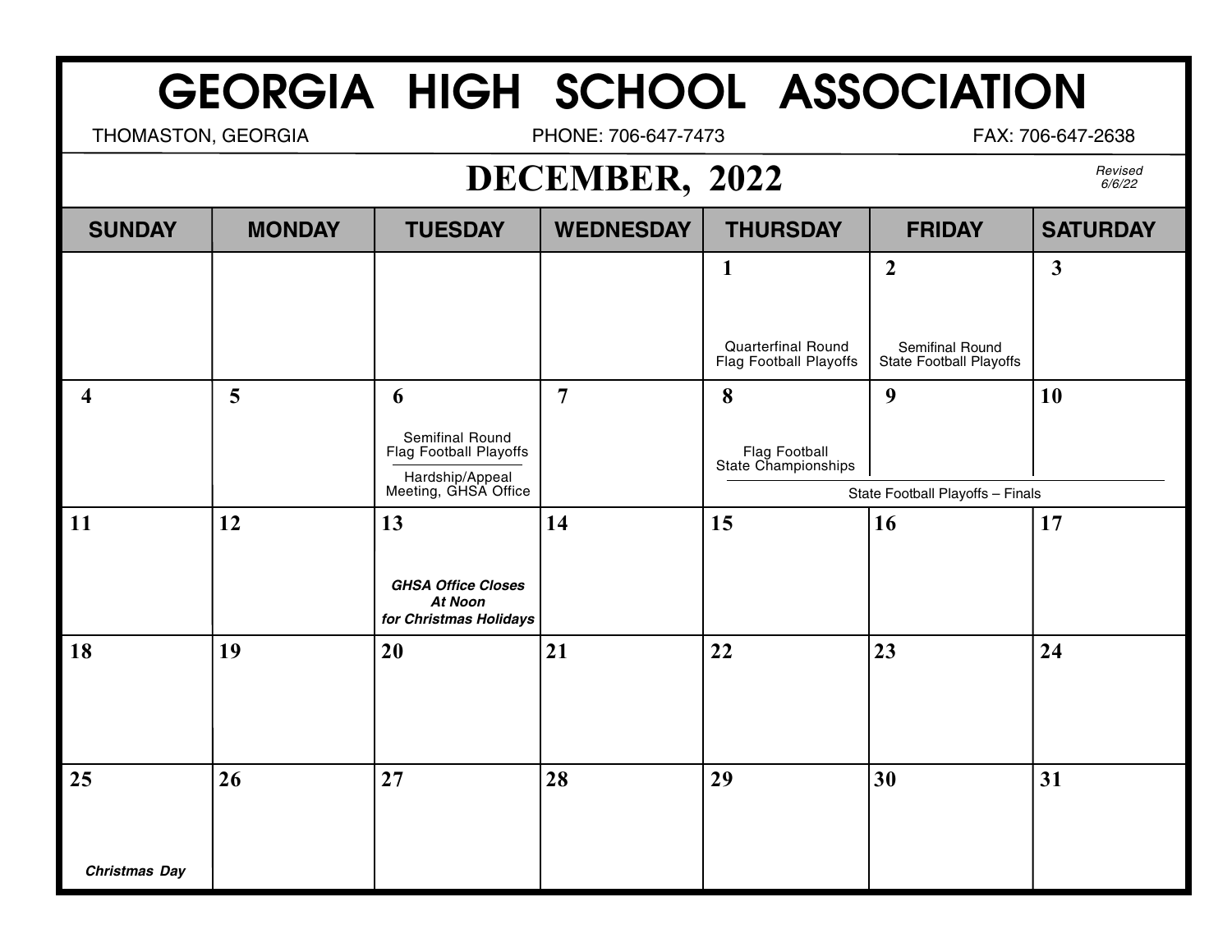# GEORGIA HIGH SCHOOL ASSOCIATION

THOMASTON, GEORGIA PHONE: 706-647-7473 FAX: 706-647-2638

## DECEMBER, 2022

*Revised 6/6/22*

| SUNDAY | MONDAY | TUESDAY | WEDNESDAY | THURSDAY | FRIDAY | SATURDAY |
|---|---|---|---|---|---|---|
| | | | | 1<br>Quarterfinal Round Flag Football Playoffs | 2<br>Semifinal Round State Football Playoffs | 3 |
| 4 | 5 | 6<br>Semifinal Round Flag Football Playoffs<br>Hardship/Appeal Meeting, GHSA Office | 7 | 8<br>Flag Football State Championships<br>State Football Playoffs – Finals | 9<br>State Football Playoffs – Finals | 10<br>State Football Playoffs – Finals |
| 11 | 12 | 13<br>***GHSA Office Closes At Noon for Christmas Holidays*** | 14 | 15 | 16 | 17 |
| 18 | 19 | 20 | 21 | 22 | 23 | 24 |
| 25<br>***Christmas Day*** | 26 | 27 | 28 | 29 | 30 | 31 |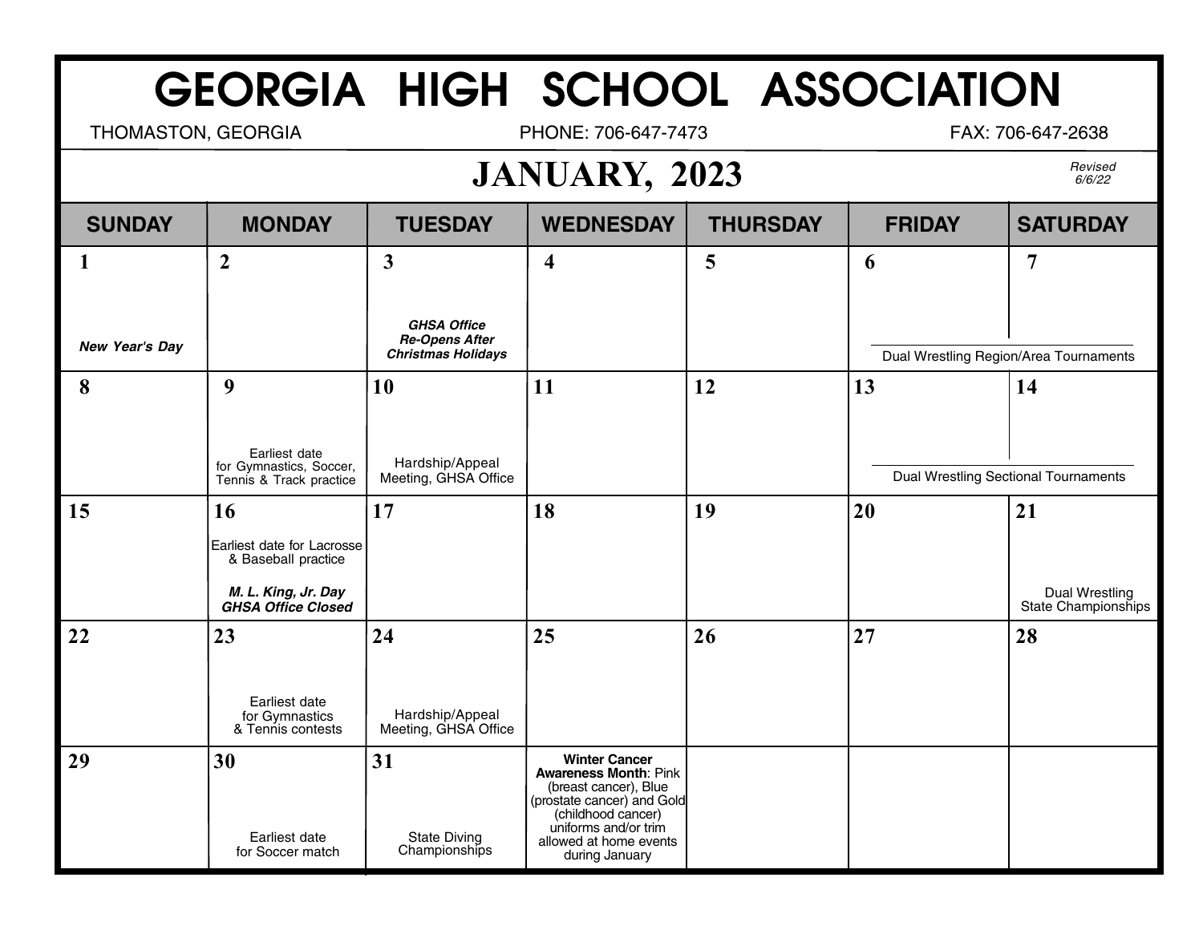# GEORGIA HIGH SCHOOL ASSOCIATION

THOMASTON, GEORGIA — PHONE: 706-647-7473 — FAX: 706-647-2638

## JANUARY, 2023

*Revised 6/6/22*

| SUNDAY | MONDAY | TUESDAY | WEDNESDAY | THURSDAY | FRIDAY | SATURDAY |
|---|---|---|---|---|---|---|
| 1 ***New Year's Day*** | 2 | 3 ***GHSA Office Re-Opens After Christmas Holidays*** | 4 | 5 | 6 Dual Wrestling Region/Area Tournaments | 7 Dual Wrestling Region/Area Tournaments |
| 8 | 9 Earliest date for Gymnastics, Soccer, Tennis & Track practice | 10 Hardship/Appeal Meeting, GHSA Office | 11 | 12 | 13 Dual Wrestling Sectional Tournaments | 14 Dual Wrestling Sectional Tournaments |
| 15 | 16 Earliest date for Lacrosse & Baseball practice ***M. L. King, Jr. Day GHSA Office Closed*** | 17 | 18 | 19 | 20 | 21 Dual Wrestling State Championships |
| 22 | 23 Earliest date for Gymnastics & Tennis contests | 24 Hardship/Appeal Meeting, GHSA Office | 25 | 26 | 27 | 28 |
| 29 | 30 Earliest date for Soccer match | 31 State Diving Championships | **Winter Cancer Awareness Month**: Pink (breast cancer), Blue (prostate cancer) and Gold (childhood cancer) uniforms and/or trim allowed at home events during January | | | |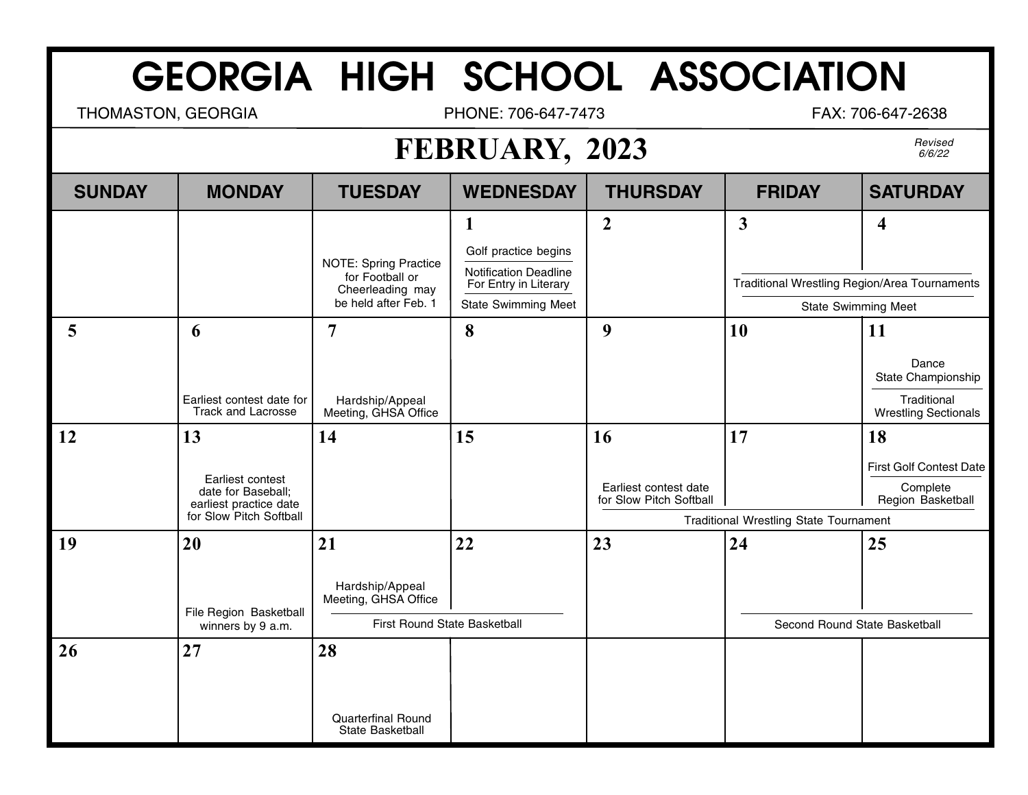# GEORGIA HIGH SCHOOL ASSOCIATION

THOMASTON, GEORGIA PHONE: 706-647-7473 FAX: 706-647-2638

## FEBRUARY, 2023

*Revised 6/6/22*

| SUNDAY | MONDAY | TUESDAY | WEDNESDAY | THURSDAY | FRIDAY | SATURDAY |
|---|---|---|---|---|---|---|
| | | NOTE: Spring Practice for Football or Cheerleading may be held after Feb. 1 | **1** Golf practice begins; Notification Deadline For Entry in Literary; State Swimming Meet | **2** | **3** Traditional Wrestling Region/Area Tournaments; State Swimming Meet | **4** Traditional Wrestling Region/Area Tournaments; State Swimming Meet |
| **5** | **6** Earliest contest date for Track and Lacrosse | **7** Hardship/Appeal Meeting, GHSA Office | **8** | **9** | **10** | **11** Dance State Championship; Traditional Wrestling Sectionals |
| **12** | **13** Earliest contest date for Baseball; earliest practice date for Slow Pitch Softball | **14** | **15** | **16** Earliest contest date for Slow Pitch Softball; Traditional Wrestling State Tournament | **17** Traditional Wrestling State Tournament | **18** First Golf Contest Date; Complete Region Basketball; Traditional Wrestling State Tournament |
| **19** | **20** File Region Basketball winners by 9 a.m. | **21** Hardship/Appeal Meeting, GHSA Office; First Round State Basketball | **22** First Round State Basketball | **23** | **24** Second Round State Basketball | **25** Second Round State Basketball |
| **26** | **27** | **28** Quarterfinal Round State Basketball | | | | |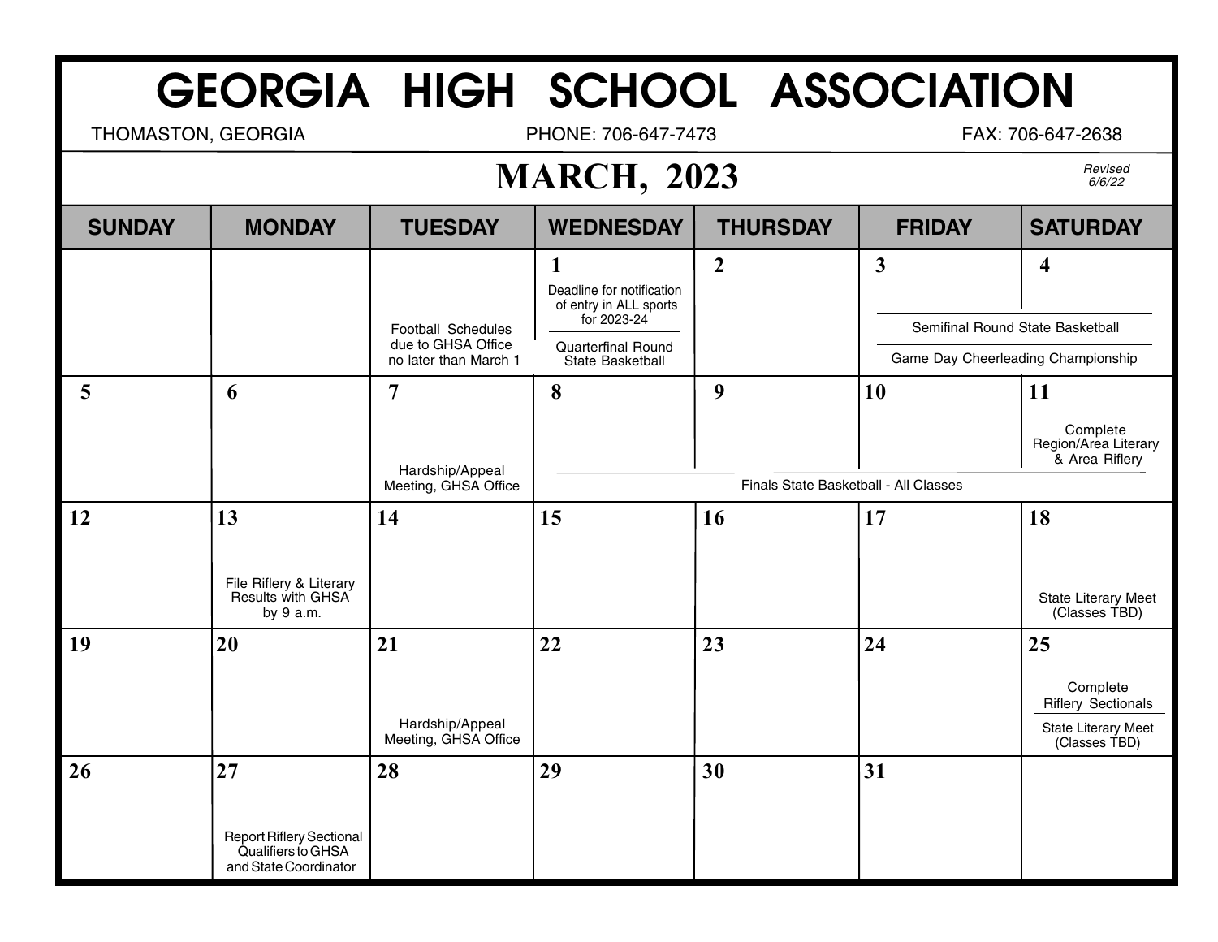# GEORGIA HIGH SCHOOL ASSOCIATION

THOMASTON, GEORGIA — PHONE: 706-647-7473 — FAX: 706-647-2638

## MARCH, 2023

*Revised 6/6/22*

| SUNDAY | MONDAY | TUESDAY | WEDNESDAY | THURSDAY | FRIDAY | SATURDAY |
|---|---|---|---|---|---|---|
| | | Football Schedules due to GHSA Office no later than March 1 | **1** Deadline for notification of entry in ALL sports for 2023-24; Quarterfinal Round State Basketball | **2** | **3** Semifinal Round State Basketball; Game Day Cheerleading Championship | **4** Semifinal Round State Basketball; Game Day Cheerleading Championship |
| **5** | **6** | **7** Hardship/Appeal Meeting, GHSA Office | **8** Finals State Basketball - All Classes | **9** Finals State Basketball - All Classes | **10** Finals State Basketball - All Classes | **11** Complete Region/Area Literary & Area Riflery; Finals State Basketball - All Classes |
| **12** | **13** File Riflery & Literary Results with GHSA by 9 a.m. | **14** | **15** | **16** | **17** | **18** State Literary Meet (Classes TBD) |
| **19** | **20** | **21** Hardship/Appeal Meeting, GHSA Office | **22** | **23** | **24** | **25** Complete Riflery Sectionals; State Literary Meet (Classes TBD) |
| **26** | **27** Report Riflery Sectional Qualifiers to GHSA and State Coordinator | **28** | **29** | **30** | **31** | |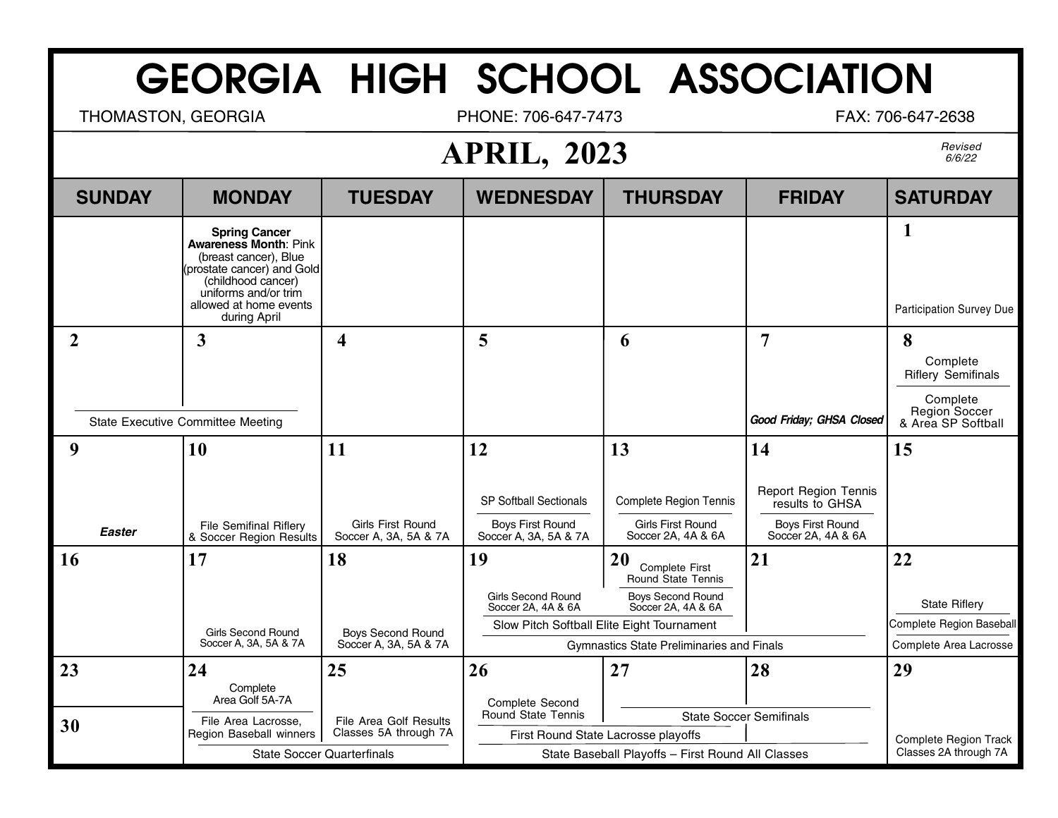# GEORGIA HIGH SCHOOL ASSOCIATION

THOMASTON, GEORGIA PHONE: 706-647-7473 FAX: 706-647-2638

## APRIL, 2023

*Revised 6/6/22*

| SUNDAY | MONDAY | TUESDAY | WEDNESDAY | THURSDAY | FRIDAY | SATURDAY |
|---|---|---|---|---|---|---|
| | **Spring Cancer Awareness Month**: Pink (breast cancer), Blue (prostate cancer) and Gold (childhood cancer) uniforms and/or trim allowed at home events during April | | | | | **1** Participation Survey Due |
| **2** State Executive Committee Meeting | **3** State Executive Committee Meeting | **4** | **5** | **6** | **7** ***Good Friday; GHSA Closed*** | **8** Complete Riflery Semifinals; Complete Region Soccer & Area SP Softball |
| **9** ***Easter*** | **10** File Semifinal Riflery & Soccer Region Results | **11** Girls First Round Soccer A, 3A, 5A & 7A | **12** SP Softball Sectionals; Boys First Round Soccer A, 3A, 5A & 7A | **13** Complete Region Tennis; Girls First Round Soccer 2A, 4A & 6A | **14** Report Region Tennis results to GHSA; Boys First Round Soccer 2A, 4A & 6A | **15** |
| **16** | **17** Girls Second Round Soccer A, 3A, 5A & 7A | **18** Boys Second Round Soccer A, 3A, 5A & 7A | **19** Girls Second Round Soccer 2A, 4A & 6A; Slow Pitch Softball Elite Eight Tournament; Gymnastics State Preliminaries and Finals | **20** Complete First Round State Tennis; Boys Second Round Soccer 2A, 4A & 6A; Slow Pitch Softball Elite Eight Tournament; Gymnastics State Preliminaries and Finals | **21** Gymnastics State Preliminaries and Finals | **22** State Riflery; Complete Region Baseball; Complete Area Lacrosse |
| **23** / **30** | **24** Complete Area Golf 5A-7A; File Area Lacrosse, Region Baseball winners; State Soccer Quarterfinals | **25** File Area Golf Results Classes 5A through 7A; State Soccer Quarterfinals | **26** Complete Second Round State Tennis; First Round State Lacrosse playoffs; State Baseball Playoffs – First Round All Classes | **27** State Soccer Semifinals; First Round State Lacrosse playoffs; State Baseball Playoffs – First Round All Classes | **28** State Soccer Semifinals; State Baseball Playoffs – First Round All Classes | **29** Complete Region Track Classes 2A through 7A |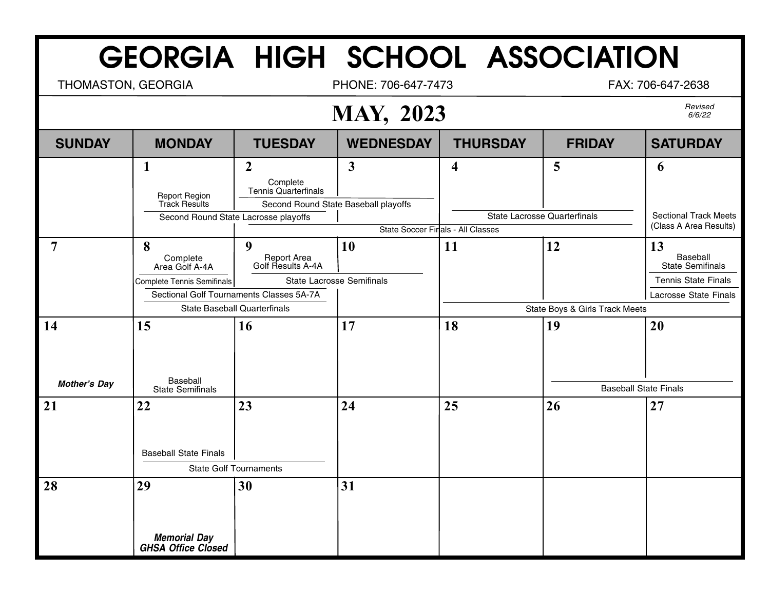# GEORGIA HIGH SCHOOL ASSOCIATION

THOMASTON, GEORGIA | PHONE: 706-647-7473 | FAX: 706-647-2638

## MAY, 2023

*Revised 6/6/22*

| SUNDAY | MONDAY | TUESDAY | WEDNESDAY | THURSDAY | FRIDAY | SATURDAY |
|---|---|---|---|---|---|---|
| | **1** Report Region Track Results; Second Round State Lacrosse playoffs | **2** Complete Tennis Quarterfinals; Second Round State Baseball playoffs; Second Round State Lacrosse playoffs; State Soccer Finals - All Classes | **3** Second Round State Baseball playoffs; State Soccer Finals - All Classes | **4** State Lacrosse Quarterfinals; State Soccer Finals - All Classes | **5** State Lacrosse Quarterfinals; State Soccer Finals - All Classes | **6** Sectional Track Meets (Class A Area Results) |
| **7** | **8** Complete Area Golf A-4A; Complete Tennis Semifinals; Sectional Golf Tournaments Classes 5A-7A; State Baseball Quarterfinals | **9** Report Area Golf Results A-4A; State Lacrosse Semifinals; Sectional Golf Tournaments Classes 5A-7A; State Baseball Quarterfinals | **10** State Lacrosse Semifinals | **11** State Boys & Girls Track Meets | **12** State Boys & Girls Track Meets | **13** Baseball State Semifinals; Tennis State Finals; Lacrosse State Finals; State Boys & Girls Track Meets |
| **14** *Mother's Day* | **15** Baseball State Semifinals | **16** | **17** | **18** | **19** Baseball State Finals | **20** Baseball State Finals |
| **21** | **22** Baseball State Finals; State Golf Tournaments | **23** State Golf Tournaments | **24** | **25** | **26** | **27** |
| **28** | **29** ***Memorial Day GHSA Office Closed*** | **30** | **31** | | | |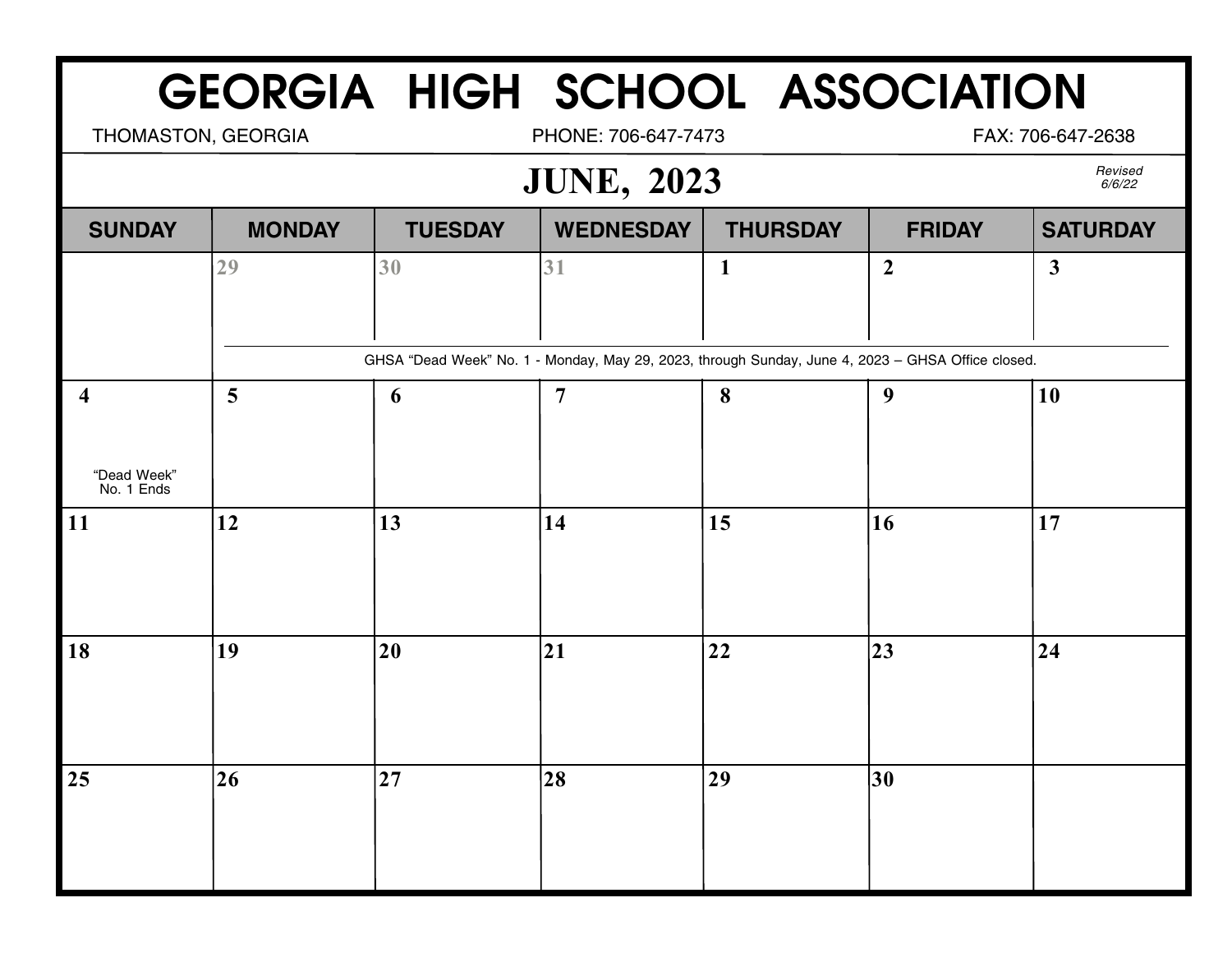# GEORGIA HIGH SCHOOL ASSOCIATION

THOMASTON, GEORGIA PHONE: 706-647-7473 FAX: 706-647-2638

## JUNE, 2023

*Revised 6/6/22*

| SUNDAY | MONDAY | TUESDAY | WEDNESDAY | THURSDAY | FRIDAY | SATURDAY |
|---|---|---|---|---|---|---|
| | 29 | 30 | 31 | 1 | 2 | 3 |
| | GHSA "Dead Week" No. 1 - Monday, May 29, 2023, through Sunday, June 4, 2023 – GHSA Office closed. | | | | | |
| 4<br>"Dead Week" No. 1 Ends | 5 | 6 | 7 | 8 | 9 | 10 |
| 11 | 12 | 13 | 14 | 15 | 16 | 17 |
| 18 | 19 | 20 | 21 | 22 | 23 | 24 |
| 25 | 26 | 27 | 28 | 29 | 30 | |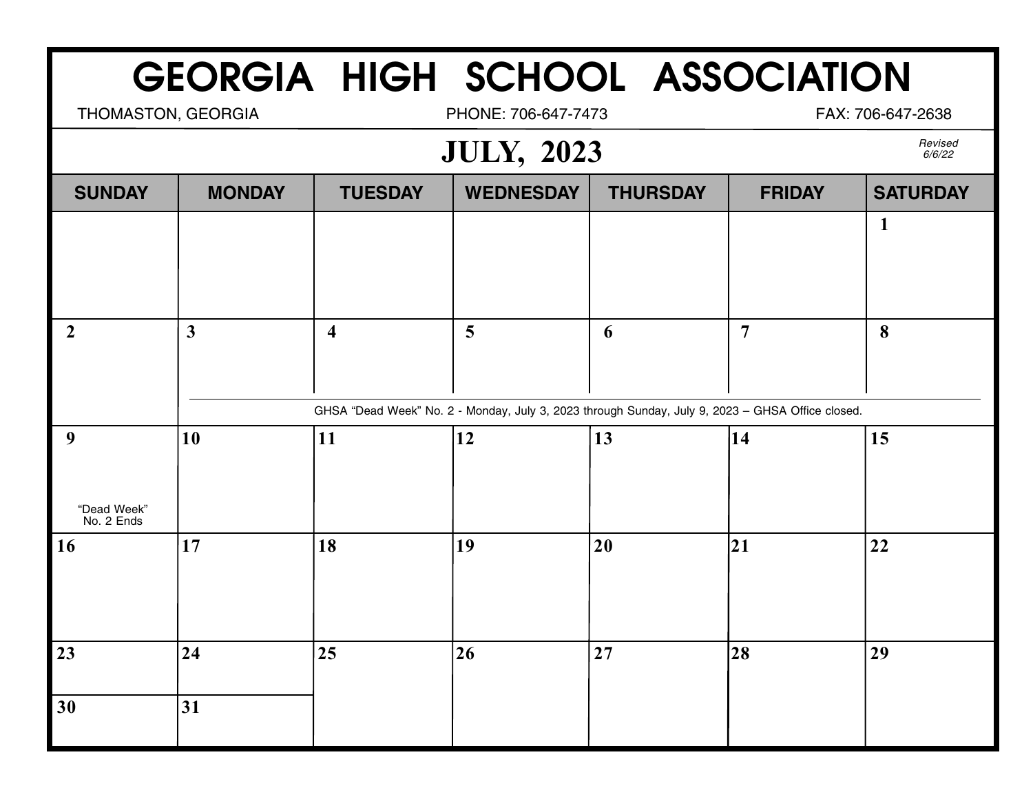# GEORGIA HIGH SCHOOL ASSOCIATION

THOMASTON, GEORGIA PHONE: 706-647-7473 FAX: 706-647-2638

## JULY, 2023

*Revised 6/6/22*

| SUNDAY | MONDAY | TUESDAY | WEDNESDAY | THURSDAY | FRIDAY | SATURDAY |
|---|---|---|---|---|---|---|
| | | | | | | 1 |
| 2 | 3 | 4 | 5 | 6 | 7 | 8 |
| | GHSA "Dead Week" No. 2 - Monday, July 3, 2023 through Sunday, July 9, 2023 – GHSA Office closed. | | | | | |
| 9<br>"Dead Week" No. 2 Ends | 10 | 11 | 12 | 13 | 14 | 15 |
| 16 | 17 | 18 | 19 | 20 | 21 | 22 |
| 23 | 24 | 25 | 26 | 27 | 28 | 29 |
| 30 | 31 | | | | | |